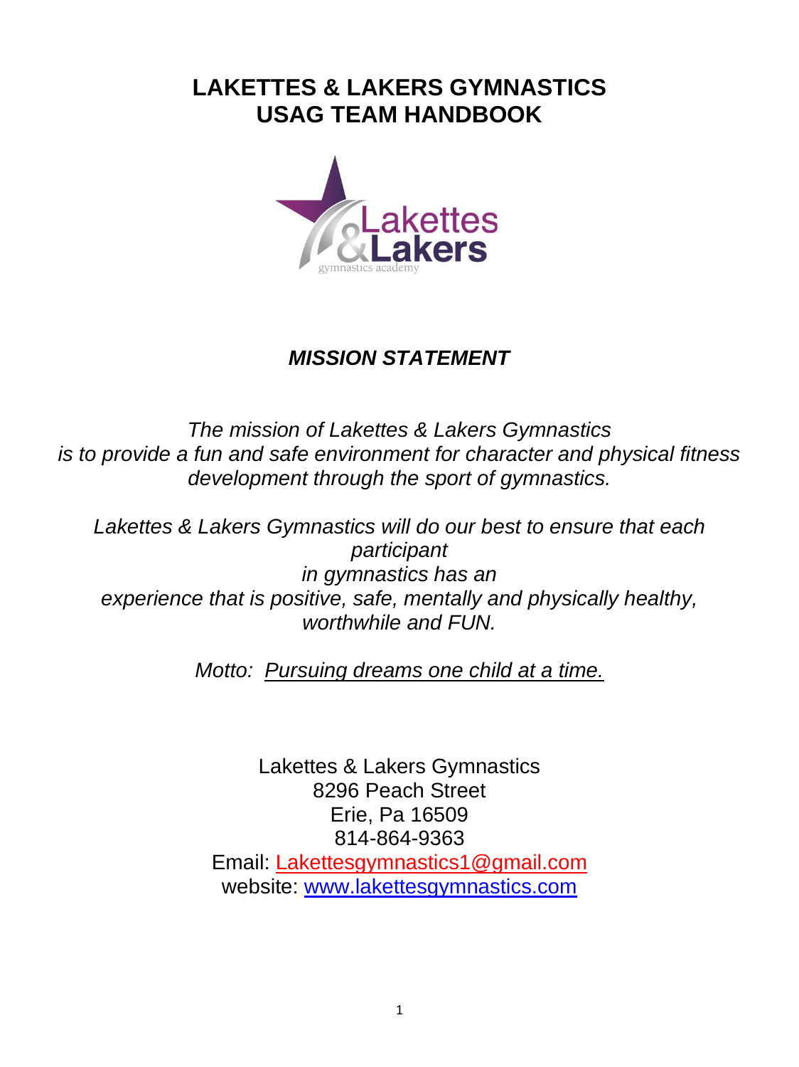# LAKETTES & LAKERS GYMNASTICS
# USAG TEAM HANDBOOK

## *MISSION STATEMENT*

*The mission of Lakettes & Lakers Gymnastics is to provide a fun and safe environment for character and physical fitness development through the sport of gymnastics.*

*Lakettes & Lakers Gymnastics will do our best to ensure that each participant in gymnastics has an experience that is positive, safe, mentally and physically healthy, worthwhile and FUN.*

*Motto: Pursuing dreams one child at a time.*

Lakettes & Lakers Gymnastics
8296 Peach Street
Erie, Pa 16509
814-864-9363
Email: Lakettesgymnastics1@gmail.com
website: www.lakettesgymnastics.com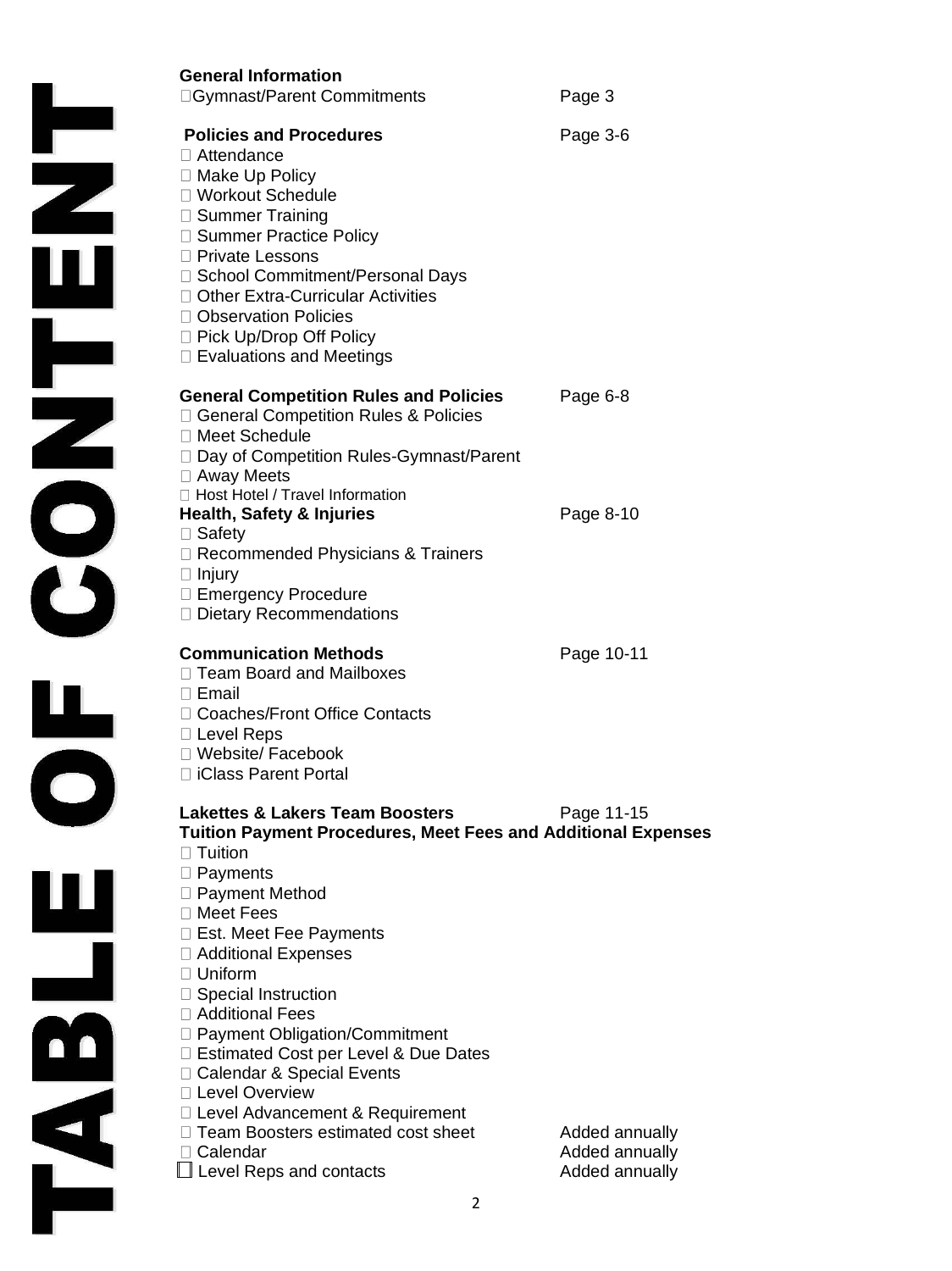# TABLE OF CONTENT

| | |
|---|---|
| **General Information** | |
| Gymnast/Parent Commitments | Page 3 |
| **Policies and Procedures** | Page 3-6 |
| Attendance | |
| Make Up Policy | |
| Workout Schedule | |
| Summer Training | |
| Summer Practice Policy | |
| Private Lessons | |
| School Commitment/Personal Days | |
| Other Extra-Curricular Activities | |
| Observation Policies | |
| Pick Up/Drop Off Policy | |
| Evaluations and Meetings | |
| **General Competition Rules and Policies** | Page 6-8 |
| General Competition Rules & Policies | |
| Meet Schedule | |
| Day of Competition Rules-Gymnast/Parent | |
| Away Meets | |
| Host Hotel / Travel Information | |
| **Health, Safety & Injuries** | Page 8-10 |
| Safety | |
| Recommended Physicians & Trainers | |
| Injury | |
| Emergency Procedure | |
| Dietary Recommendations | |
| **Communication Methods** | Page 10-11 |
| Team Board and Mailboxes | |
| Email | |
| Coaches/Front Office Contacts | |
| Level Reps | |
| Website/ Facebook | |
| iClass Parent Portal | |
| **Lakettes & Lakers Team Boosters** | Page 11-15 |
| **Tuition Payment Procedures, Meet Fees and Additional Expenses** | |
| Tuition | |
| Payments | |
| Payment Method | |
| Meet Fees | |
| Est. Meet Fee Payments | |
| Additional Expenses | |
| Uniform | |
| Special Instruction | |
| Additional Fees | |
| Payment Obligation/Commitment | |
| Estimated Cost per Level & Due Dates | |
| Calendar & Special Events | |
| Level Overview | |
| Level Advancement & Requirement | |
| Team Boosters estimated cost sheet | Added annually |
| Calendar | Added annually |
| Level Reps and contacts | Added annually |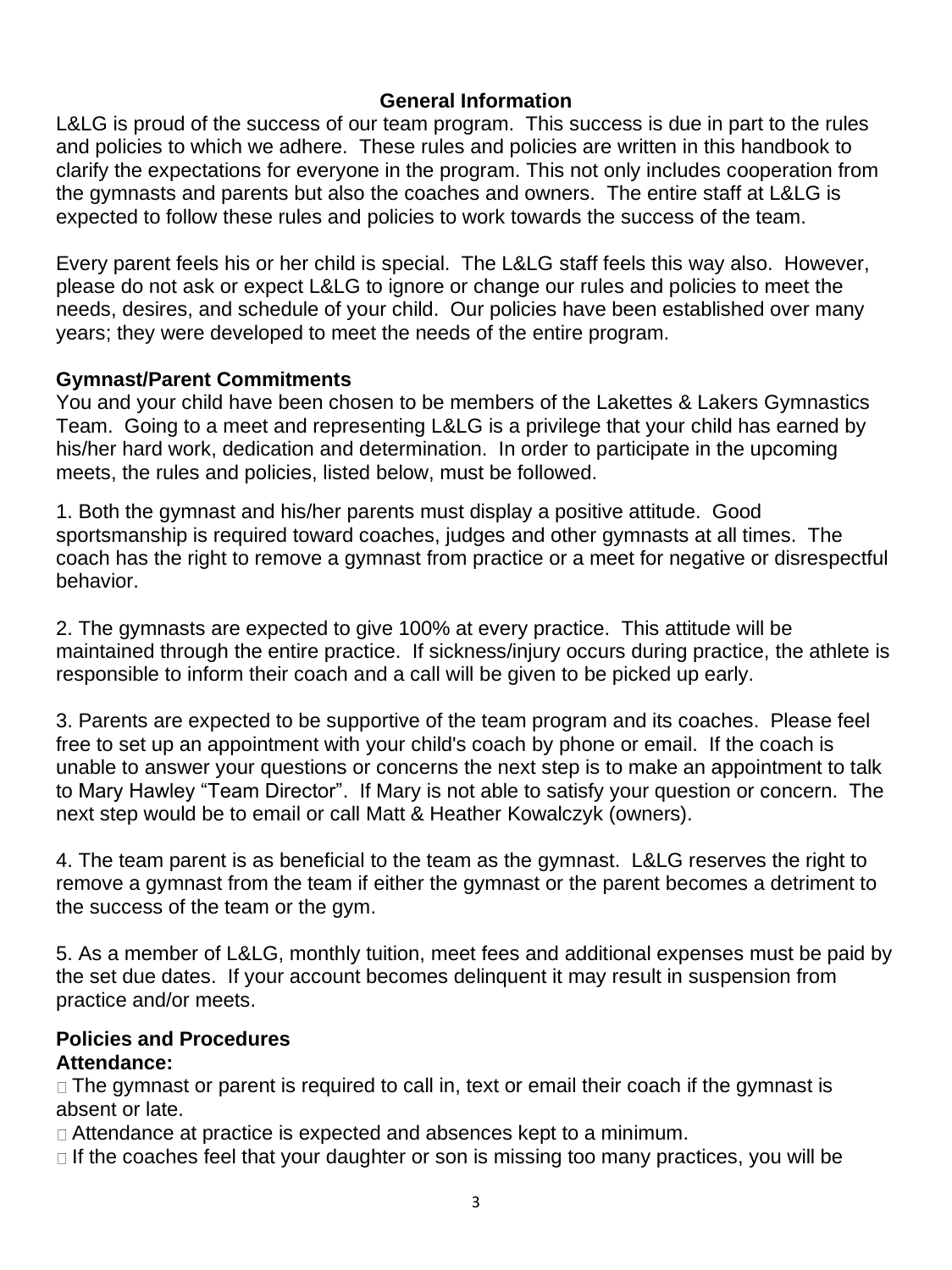## General Information

L&LG is proud of the success of our team program. This success is due in part to the rules and policies to which we adhere. These rules and policies are written in this handbook to clarify the expectations for everyone in the program. This not only includes cooperation from the gymnasts and parents but also the coaches and owners. The entire staff at L&LG is expected to follow these rules and policies to work towards the success of the team.

Every parent feels his or her child is special. The L&LG staff feels this way also. However, please do not ask or expect L&LG to ignore or change our rules and policies to meet the needs, desires, and schedule of your child. Our policies have been established over many years; they were developed to meet the needs of the entire program.

### Gymnast/Parent Commitments

You and your child have been chosen to be members of the Lakettes & Lakers Gymnastics Team. Going to a meet and representing L&LG is a privilege that your child has earned by his/her hard work, dedication and determination. In order to participate in the upcoming meets, the rules and policies, listed below, must be followed.

1. Both the gymnast and his/her parents must display a positive attitude. Good sportsmanship is required toward coaches, judges and other gymnasts at all times. The coach has the right to remove a gymnast from practice or a meet for negative or disrespectful behavior.

2. The gymnasts are expected to give 100% at every practice. This attitude will be maintained through the entire practice. If sickness/injury occurs during practice, the athlete is responsible to inform their coach and a call will be given to be picked up early.

3. Parents are expected to be supportive of the team program and its coaches. Please feel free to set up an appointment with your child's coach by phone or email. If the coach is unable to answer your questions or concerns the next step is to make an appointment to talk to Mary Hawley “Team Director”. If Mary is not able to satisfy your question or concern. The next step would be to email or call Matt & Heather Kowalczyk (owners).

4. The team parent is as beneficial to the team as the gymnast. L&LG reserves the right to remove a gymnast from the team if either the gymnast or the parent becomes a detriment to the success of the team or the gym.

5. As a member of L&LG, monthly tuition, meet fees and additional expenses must be paid by the set due dates. If your account becomes delinquent it may result in suspension from practice and/or meets.

### Policies and Procedures

**Attendance:**

- The gymnast or parent is required to call in, text or email their coach if the gymnast is absent or late.
- Attendance at practice is expected and absences kept to a minimum.
- If the coaches feel that your daughter or son is missing too many practices, you will be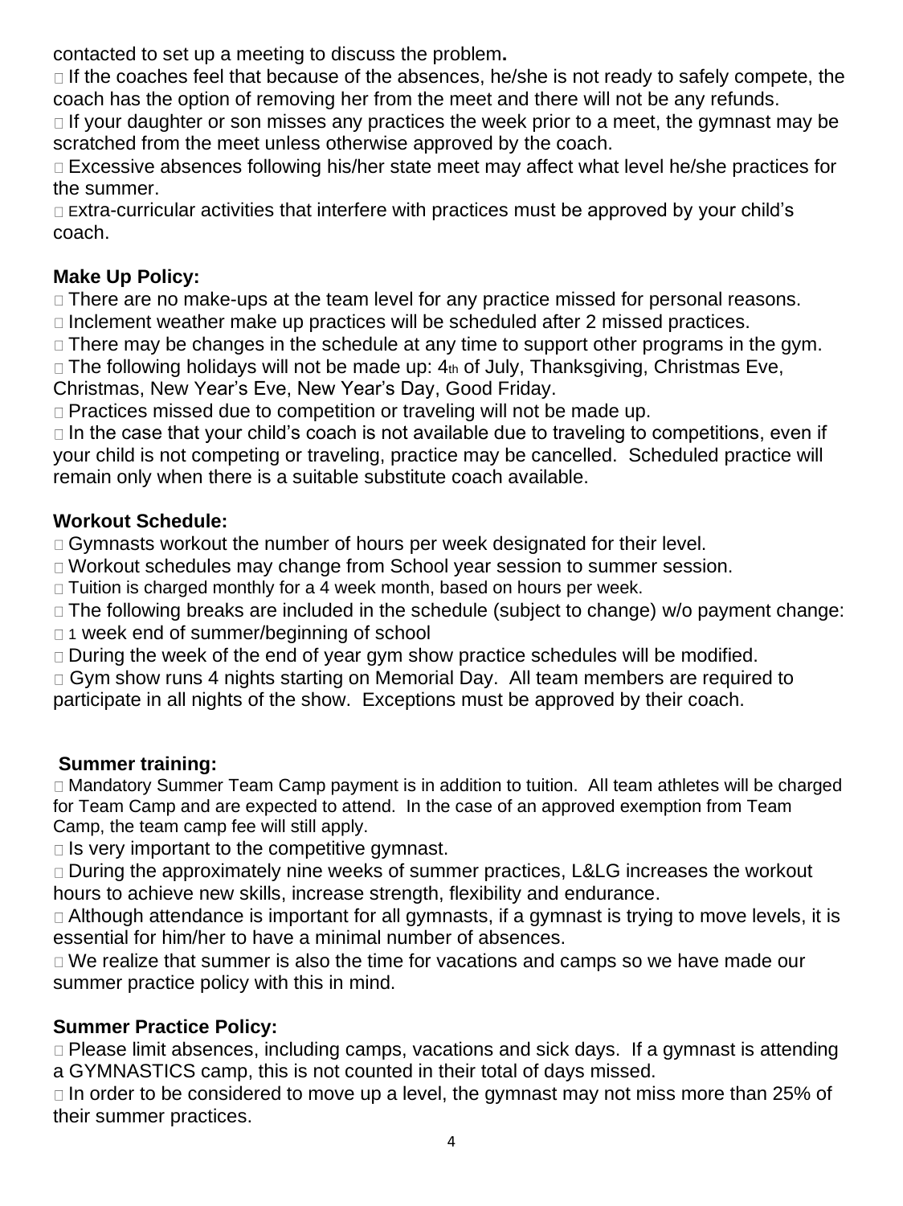contacted to set up a meeting to discuss the problem**.**

- If the coaches feel that because of the absences, he/she is not ready to safely compete, the coach has the option of removing her from the meet and there will not be any refunds.
- If your daughter or son misses any practices the week prior to a meet, the gymnast may be scratched from the meet unless otherwise approved by the coach.
- Excessive absences following his/her state meet may affect what level he/she practices for the summer.
- Extra-curricular activities that interfere with practices must be approved by your child's coach.

**Make Up Policy:**

- There are no make-ups at the team level for any practice missed for personal reasons.
- Inclement weather make up practices will be scheduled after 2 missed practices.
- There may be changes in the schedule at any time to support other programs in the gym.
- The following holidays will not be made up: 4th of July, Thanksgiving, Christmas Eve, Christmas, New Year's Eve, New Year's Day, Good Friday.
- Practices missed due to competition or traveling will not be made up.
- In the case that your child's coach is not available due to traveling to competitions, even if your child is not competing or traveling, practice may be cancelled. Scheduled practice will remain only when there is a suitable substitute coach available.

**Workout Schedule:**

- Gymnasts workout the number of hours per week designated for their level.
- Workout schedules may change from School year session to summer session.
- Tuition is charged monthly for a 4 week month, based on hours per week.
- The following breaks are included in the schedule (subject to change) w/o payment change:
- 1 week end of summer/beginning of school
- During the week of the end of year gym show practice schedules will be modified.
- Gym show runs 4 nights starting on Memorial Day. All team members are required to participate in all nights of the show. Exceptions must be approved by their coach.

**Summer training:**

- Mandatory Summer Team Camp payment is in addition to tuition. All team athletes will be charged for Team Camp and are expected to attend. In the case of an approved exemption from Team Camp, the team camp fee will still apply.
- Is very important to the competitive gymnast.
- During the approximately nine weeks of summer practices, L&LG increases the workout hours to achieve new skills, increase strength, flexibility and endurance.
- Although attendance is important for all gymnasts, if a gymnast is trying to move levels, it is essential for him/her to have a minimal number of absences.
- We realize that summer is also the time for vacations and camps so we have made our summer practice policy with this in mind.

**Summer Practice Policy:**

- Please limit absences, including camps, vacations and sick days. If a gymnast is attending a GYMNASTICS camp, this is not counted in their total of days missed.
- In order to be considered to move up a level, the gymnast may not miss more than 25% of their summer practices.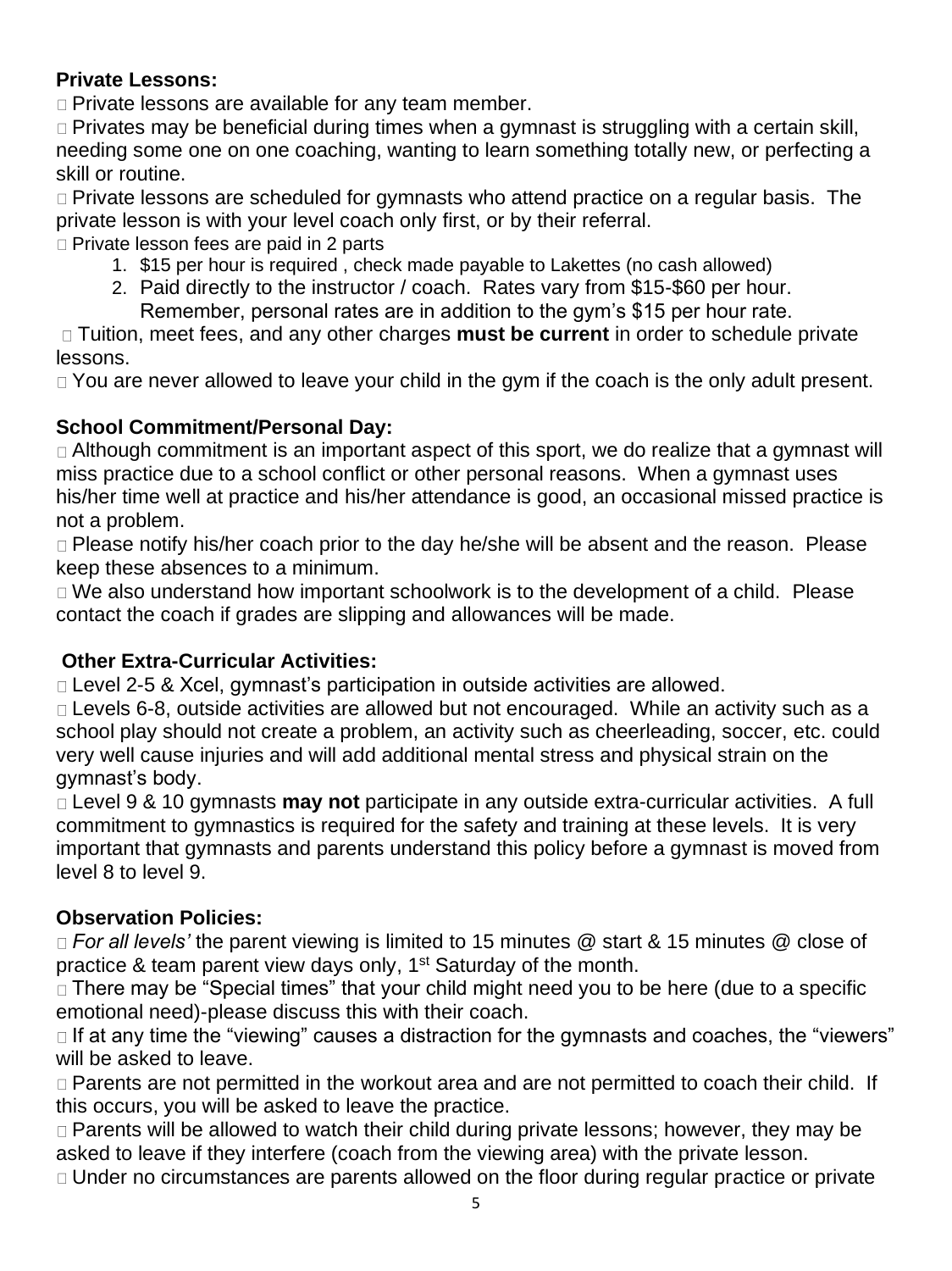**Private Lessons:**

- Private lessons are available for any team member.
- Privates may be beneficial during times when a gymnast is struggling with a certain skill, needing some one on one coaching, wanting to learn something totally new, or perfecting a skill or routine.
- Private lessons are scheduled for gymnasts who attend practice on a regular basis. The private lesson is with your level coach only first, or by their referral.
- Private lesson fees are paid in 2 parts
  1. $15 per hour is required , check made payable to Lakettes (no cash allowed)
  2. Paid directly to the instructor / coach. Rates vary from $15-$60 per hour. Remember, personal rates are in addition to the gym's $15 per hour rate.
- Tuition, meet fees, and any other charges **must be current** in order to schedule private lessons.
- You are never allowed to leave your child in the gym if the coach is the only adult present.

**School Commitment/Personal Day:**

- Although commitment is an important aspect of this sport, we do realize that a gymnast will miss practice due to a school conflict or other personal reasons. When a gymnast uses his/her time well at practice and his/her attendance is good, an occasional missed practice is not a problem.
- Please notify his/her coach prior to the day he/she will be absent and the reason. Please keep these absences to a minimum.
- We also understand how important schoolwork is to the development of a child. Please contact the coach if grades are slipping and allowances will be made.

**Other Extra-Curricular Activities:**

- Level 2-5 & Xcel, gymnast's participation in outside activities are allowed.
- Levels 6-8, outside activities are allowed but not encouraged. While an activity such as a school play should not create a problem, an activity such as cheerleading, soccer, etc. could very well cause injuries and will add additional mental stress and physical strain on the gymnast's body.
- Level 9 & 10 gymnasts **may not** participate in any outside extra-curricular activities. A full commitment to gymnastics is required for the safety and training at these levels. It is very important that gymnasts and parents understand this policy before a gymnast is moved from level 8 to level 9.

**Observation Policies:**

- *For all levels'* the parent viewing is limited to 15 minutes @ start & 15 minutes @ close of practice & team parent view days only, 1st Saturday of the month.
- There may be "Special times" that your child might need you to be here (due to a specific emotional need)-please discuss this with their coach.
- If at any time the "viewing" causes a distraction for the gymnasts and coaches, the "viewers" will be asked to leave.
- Parents are not permitted in the workout area and are not permitted to coach their child. If this occurs, you will be asked to leave the practice.
- Parents will be allowed to watch their child during private lessons; however, they may be asked to leave if they interfere (coach from the viewing area) with the private lesson.
- Under no circumstances are parents allowed on the floor during regular practice or private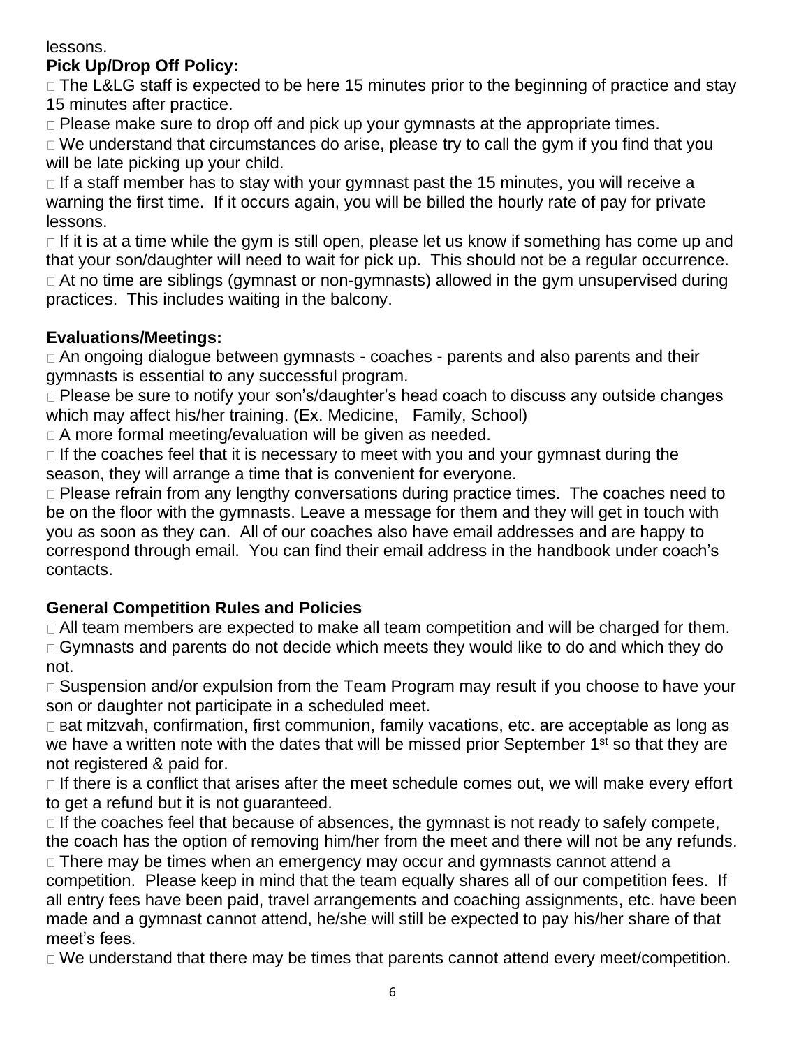lessons.

**Pick Up/Drop Off Policy:**

- The L&LG staff is expected to be here 15 minutes prior to the beginning of practice and stay 15 minutes after practice.
- Please make sure to drop off and pick up your gymnasts at the appropriate times.
- We understand that circumstances do arise, please try to call the gym if you find that you will be late picking up your child.
- If a staff member has to stay with your gymnast past the 15 minutes, you will receive a warning the first time. If it occurs again, you will be billed the hourly rate of pay for private lessons.
- If it is at a time while the gym is still open, please let us know if something has come up and that your son/daughter will need to wait for pick up. This should not be a regular occurrence.
- At no time are siblings (gymnast or non-gymnasts) allowed in the gym unsupervised during practices. This includes waiting in the balcony.

**Evaluations/Meetings:**

- An ongoing dialogue between gymnasts - coaches - parents and also parents and their gymnasts is essential to any successful program.
- Please be sure to notify your son's/daughter's head coach to discuss any outside changes which may affect his/her training. (Ex. Medicine, Family, School)
- A more formal meeting/evaluation will be given as needed.
- If the coaches feel that it is necessary to meet with you and your gymnast during the season, they will arrange a time that is convenient for everyone.
- Please refrain from any lengthy conversations during practice times. The coaches need to be on the floor with the gymnasts. Leave a message for them and they will get in touch with you as soon as they can. All of our coaches also have email addresses and are happy to correspond through email. You can find their email address in the handbook under coach's contacts.

**General Competition Rules and Policies**

- All team members are expected to make all team competition and will be charged for them.
- Gymnasts and parents do not decide which meets they would like to do and which they do not.
- Suspension and/or expulsion from the Team Program may result if you choose to have your son or daughter not participate in a scheduled meet.
- Bat mitzvah, confirmation, first communion, family vacations, etc. are acceptable as long as we have a written note with the dates that will be missed prior September 1st so that they are not registered & paid for.
- If there is a conflict that arises after the meet schedule comes out, we will make every effort to get a refund but it is not guaranteed.
- If the coaches feel that because of absences, the gymnast is not ready to safely compete, the coach has the option of removing him/her from the meet and there will not be any refunds.
- There may be times when an emergency may occur and gymnasts cannot attend a competition. Please keep in mind that the team equally shares all of our competition fees. If all entry fees have been paid, travel arrangements and coaching assignments, etc. have been made and a gymnast cannot attend, he/she will still be expected to pay his/her share of that meet's fees.
- We understand that there may be times that parents cannot attend every meet/competition.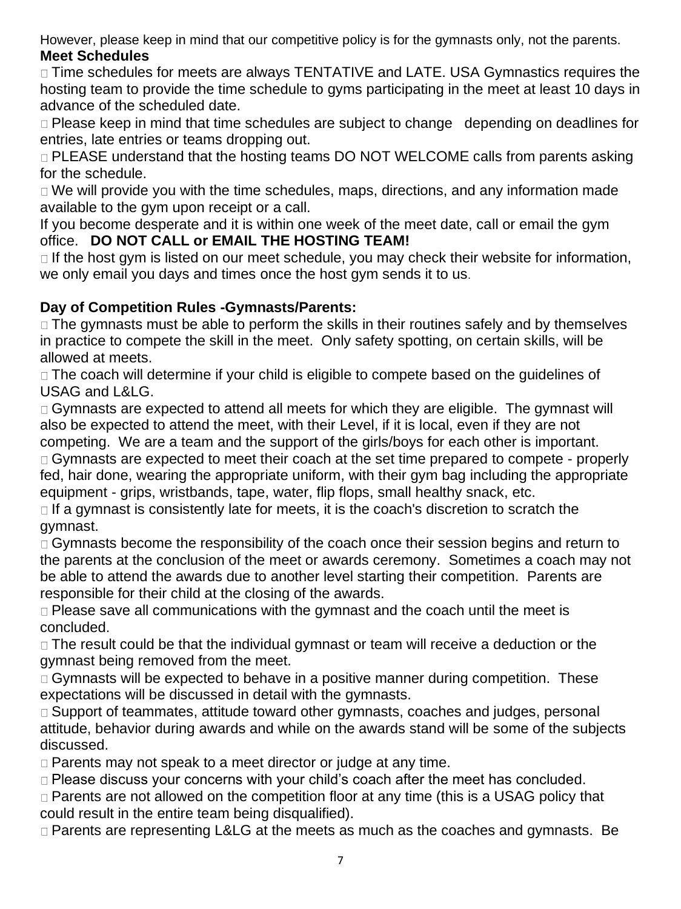However, please keep in mind that our competitive policy is for the gymnasts only, not the parents.

**Meet Schedules**

- Time schedules for meets are always TENTATIVE and LATE. USA Gymnastics requires the hosting team to provide the time schedule to gyms participating in the meet at least 10 days in advance of the scheduled date.
- Please keep in mind that time schedules are subject to change depending on deadlines for entries, late entries or teams dropping out.
- PLEASE understand that the hosting teams DO NOT WELCOME calls from parents asking for the schedule.
- We will provide you with the time schedules, maps, directions, and any information made available to the gym upon receipt or a call.

If you become desperate and it is within one week of the meet date, call or email the gym office. **DO NOT CALL or EMAIL THE HOSTING TEAM!**

- If the host gym is listed on our meet schedule, you may check their website for information, we only email you days and times once the host gym sends it to us.

**Day of Competition Rules -Gymnasts/Parents:**

- The gymnasts must be able to perform the skills in their routines safely and by themselves in practice to compete the skill in the meet. Only safety spotting, on certain skills, will be allowed at meets.
- The coach will determine if your child is eligible to compete based on the guidelines of USAG and L&LG.
- Gymnasts are expected to attend all meets for which they are eligible. The gymnast will also be expected to attend the meet, with their Level, if it is local, even if they are not competing. We are a team and the support of the girls/boys for each other is important.
- Gymnasts are expected to meet their coach at the set time prepared to compete - properly fed, hair done, wearing the appropriate uniform, with their gym bag including the appropriate equipment - grips, wristbands, tape, water, flip flops, small healthy snack, etc.
- If a gymnast is consistently late for meets, it is the coach's discretion to scratch the gymnast.
- Gymnasts become the responsibility of the coach once their session begins and return to the parents at the conclusion of the meet or awards ceremony. Sometimes a coach may not be able to attend the awards due to another level starting their competition. Parents are responsible for their child at the closing of the awards.
- Please save all communications with the gymnast and the coach until the meet is concluded.
- The result could be that the individual gymnast or team will receive a deduction or the gymnast being removed from the meet.
- Gymnasts will be expected to behave in a positive manner during competition. These expectations will be discussed in detail with the gymnasts.
- Support of teammates, attitude toward other gymnasts, coaches and judges, personal attitude, behavior during awards and while on the awards stand will be some of the subjects discussed.
- Parents may not speak to a meet director or judge at any time.
- Please discuss your concerns with your child's coach after the meet has concluded.
- Parents are not allowed on the competition floor at any time (this is a USAG policy that could result in the entire team being disqualified).
- Parents are representing L&LG at the meets as much as the coaches and gymnasts. Be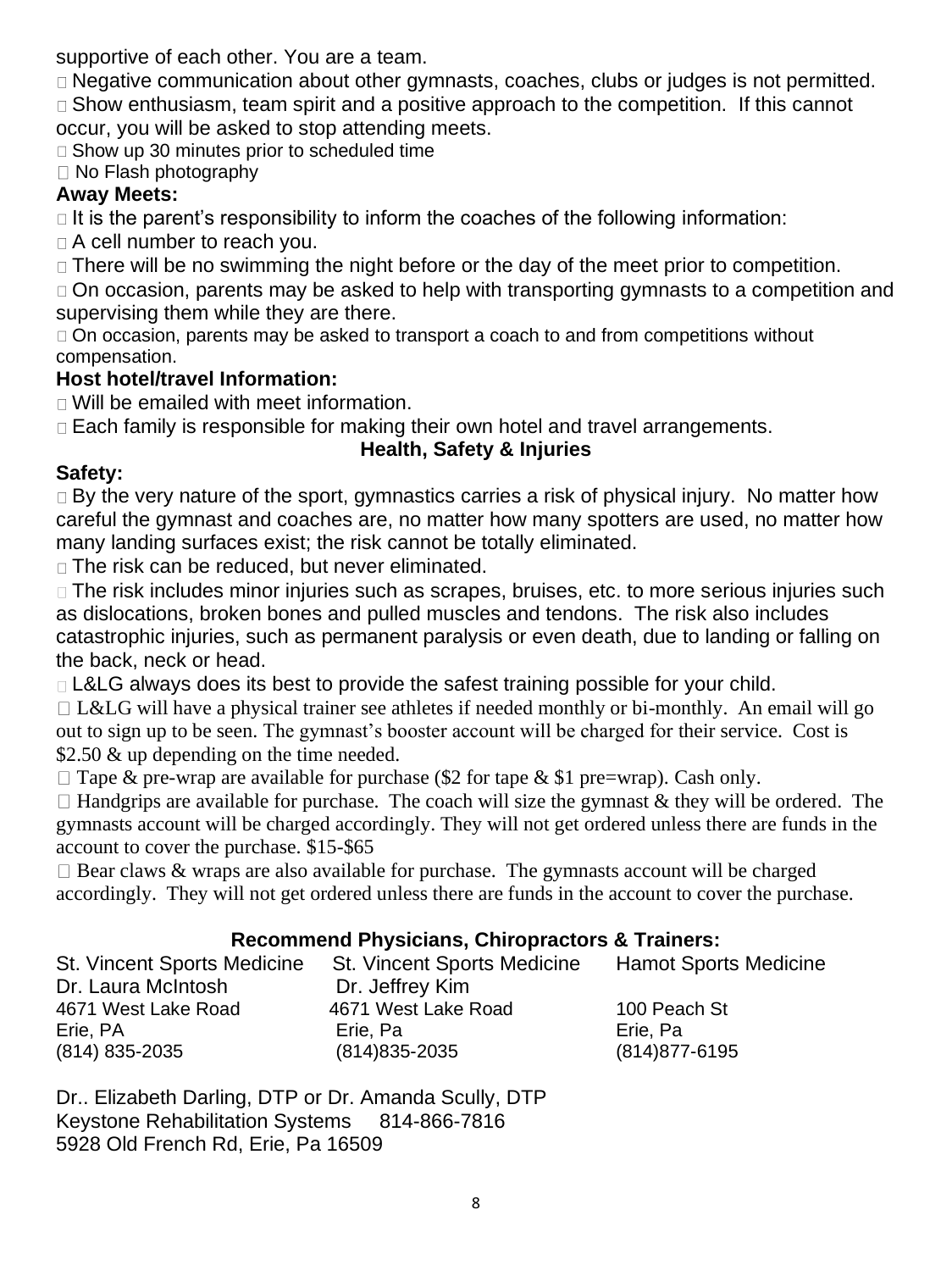supportive of each other. You are a team.

- Negative communication about other gymnasts, coaches, clubs or judges is not permitted.
- Show enthusiasm, team spirit and a positive approach to the competition. If this cannot occur, you will be asked to stop attending meets.
- Show up 30 minutes prior to scheduled time
- No Flash photography

**Away Meets:**

- It is the parent's responsibility to inform the coaches of the following information:
- A cell number to reach you.
- There will be no swimming the night before or the day of the meet prior to competition.
- On occasion, parents may be asked to help with transporting gymnasts to a competition and supervising them while they are there.
- On occasion, parents may be asked to transport a coach to and from competitions without compensation.

**Host hotel/travel Information:**

- Will be emailed with meet information.
- Each family is responsible for making their own hotel and travel arrangements.

## Health, Safety & Injuries

**Safety:**

- By the very nature of the sport, gymnastics carries a risk of physical injury. No matter how careful the gymnast and coaches are, no matter how many spotters are used, no matter how many landing surfaces exist; the risk cannot be totally eliminated.
- The risk can be reduced, but never eliminated.
- The risk includes minor injuries such as scrapes, bruises, etc. to more serious injuries such as dislocations, broken bones and pulled muscles and tendons. The risk also includes catastrophic injuries, such as permanent paralysis or even death, due to landing or falling on the back, neck or head.
- L&LG always does its best to provide the safest training possible for your child.
- L&LG will have a physical trainer see athletes if needed monthly or bi-monthly. An email will go out to sign up to be seen. The gymnast's booster account will be charged for their service. Cost is $2.50 & up depending on the time needed.
- Tape & pre-wrap are available for purchase ($2 for tape & $1 pre=wrap). Cash only.
- Handgrips are available for purchase. The coach will size the gymnast & they will be ordered. The gymnasts account will be charged accordingly. They will not get ordered unless there are funds in the account to cover the purchase. $15-$65
- Bear claws & wraps are also available for purchase. The gymnasts account will be charged accordingly. They will not get ordered unless there are funds in the account to cover the purchase.

### Recommend Physicians, Chiropractors & Trainers:

| St. Vincent Sports Medicine | St. Vincent Sports Medicine | Hamot Sports Medicine |
|---|---|---|
| Dr. Laura McIntosh | Dr. Jeffrey Kim | |
| 4671 West Lake Road | 4671 West Lake Road | 100 Peach St |
| Erie, PA | Erie, Pa | Erie, Pa |
| (814) 835-2035 | (814)835-2035 | (814)877-6195 |

Dr.. Elizabeth Darling, DTP or Dr. Amanda Scully, DTP
Keystone Rehabilitation Systems 814-866-7816
5928 Old French Rd, Erie, Pa 16509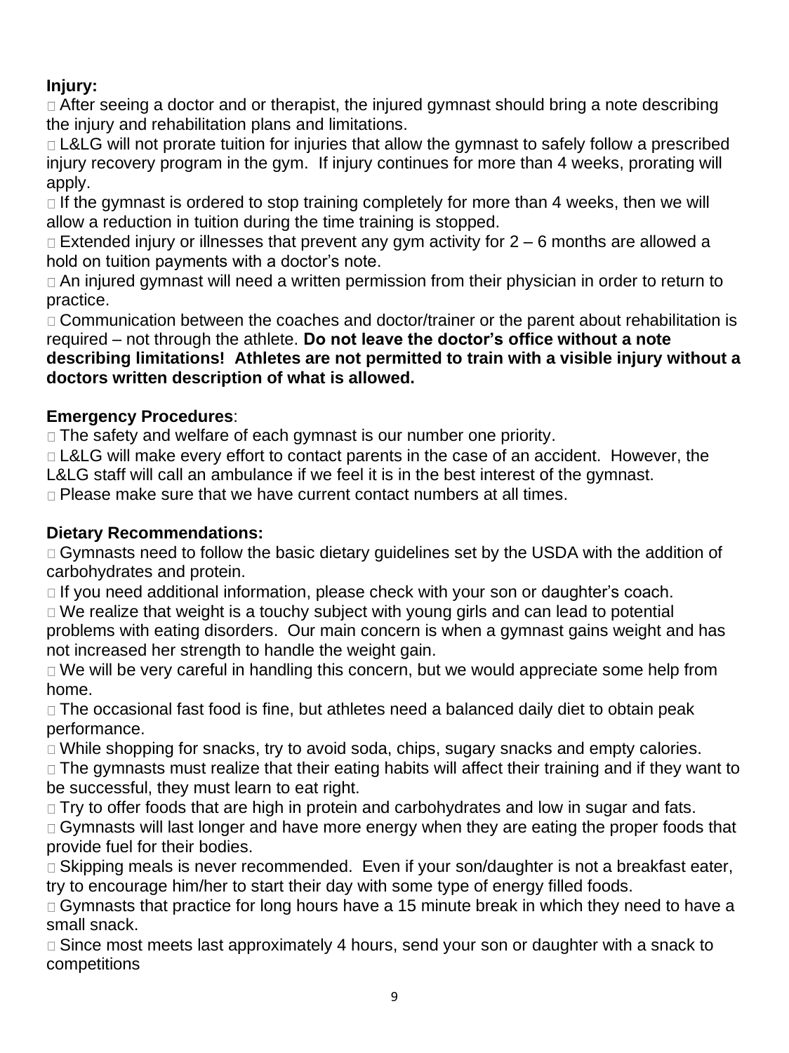**Injury:**

- After seeing a doctor and or therapist, the injured gymnast should bring a note describing the injury and rehabilitation plans and limitations.
- L&LG will not prorate tuition for injuries that allow the gymnast to safely follow a prescribed injury recovery program in the gym. If injury continues for more than 4 weeks, prorating will apply.
- If the gymnast is ordered to stop training completely for more than 4 weeks, then we will allow a reduction in tuition during the time training is stopped.
- Extended injury or illnesses that prevent any gym activity for 2 – 6 months are allowed a hold on tuition payments with a doctor's note.
- An injured gymnast will need a written permission from their physician in order to return to practice.
- Communication between the coaches and doctor/trainer or the parent about rehabilitation is required – not through the athlete. **Do not leave the doctor's office without a note describing limitations! Athletes are not permitted to train with a visible injury without a doctors written description of what is allowed.**

**Emergency Procedures**:

- The safety and welfare of each gymnast is our number one priority.
- L&LG will make every effort to contact parents in the case of an accident. However, the L&LG staff will call an ambulance if we feel it is in the best interest of the gymnast.
- Please make sure that we have current contact numbers at all times.

**Dietary Recommendations:**

- Gymnasts need to follow the basic dietary guidelines set by the USDA with the addition of carbohydrates and protein.
- If you need additional information, please check with your son or daughter's coach.
- We realize that weight is a touchy subject with young girls and can lead to potential problems with eating disorders. Our main concern is when a gymnast gains weight and has not increased her strength to handle the weight gain.
- We will be very careful in handling this concern, but we would appreciate some help from home.
- The occasional fast food is fine, but athletes need a balanced daily diet to obtain peak performance.
- While shopping for snacks, try to avoid soda, chips, sugary snacks and empty calories.
- The gymnasts must realize that their eating habits will affect their training and if they want to be successful, they must learn to eat right.
- Try to offer foods that are high in protein and carbohydrates and low in sugar and fats.
- Gymnasts will last longer and have more energy when they are eating the proper foods that provide fuel for their bodies.
- Skipping meals is never recommended. Even if your son/daughter is not a breakfast eater, try to encourage him/her to start their day with some type of energy filled foods.
- Gymnasts that practice for long hours have a 15 minute break in which they need to have a small snack.
- Since most meets last approximately 4 hours, send your son or daughter with a snack to competitions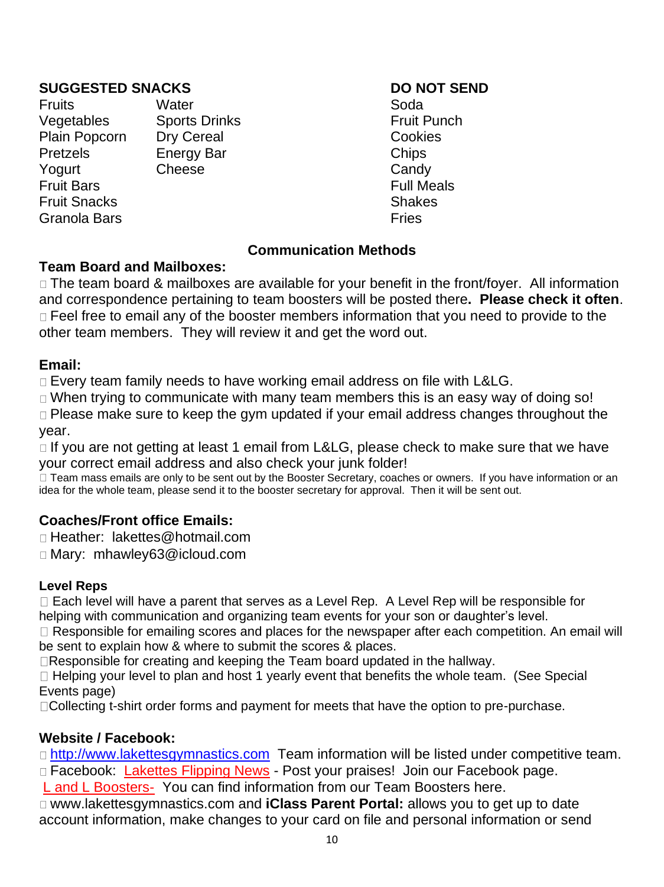**SUGGESTED SNACKS**

- Fruits
- Vegetables
- Plain Popcorn
- Pretzels
- Yogurt
- Fruit Bars
- Fruit Snacks
- Granola Bars
- Water
- Sports Drinks
- Dry Cereal
- Energy Bar
- Cheese

**DO NOT SEND**

- Soda
- Fruit Punch
- Cookies
- Chips
- Candy
- Full Meals
- Shakes
- Fries

## Communication Methods

**Team Board and Mailboxes:**

- The team board & mailboxes are available for your benefit in the front/foyer. All information and correspondence pertaining to team boosters will be posted there**. Please check it often**.
- Feel free to email any of the booster members information that you need to provide to the other team members. They will review it and get the word out.

**Email:**

- Every team family needs to have working email address on file with L&LG.
- When trying to communicate with many team members this is an easy way of doing so!
- Please make sure to keep the gym updated if your email address changes throughout the year.
- If you are not getting at least 1 email from L&LG, please check to make sure that we have your correct email address and also check your junk folder!
- Team mass emails are only to be sent out by the Booster Secretary, coaches or owners. If you have information or an idea for the whole team, please send it to the booster secretary for approval. Then it will be sent out.

**Coaches/Front office Emails:**

- Heather: lakettes@hotmail.com
- Mary: mhawley63@icloud.com

**Level Reps**

- Each level will have a parent that serves as a Level Rep. A Level Rep will be responsible for helping with communication and organizing team events for your son or daughter's level.
- Responsible for emailing scores and places for the newspaper after each competition. An email will be sent to explain how & where to submit the scores & places.
- Responsible for creating and keeping the Team board updated in the hallway.
- Helping your level to plan and host 1 yearly event that benefits the whole team. (See Special Events page)
- Collecting t-shirt order forms and payment for meets that have the option to pre-purchase.

**Website / Facebook:**

- http://www.lakettesgymnastics.com Team information will be listed under competitive team.
- Facebook: Lakettes Flipping News - Post your praises! Join our Facebook page.

L and L Boosters- You can find information from our Team Boosters here.

- www.lakettesgymnastics.com and **iClass Parent Portal:** allows you to get up to date account information, make changes to your card on file and personal information or send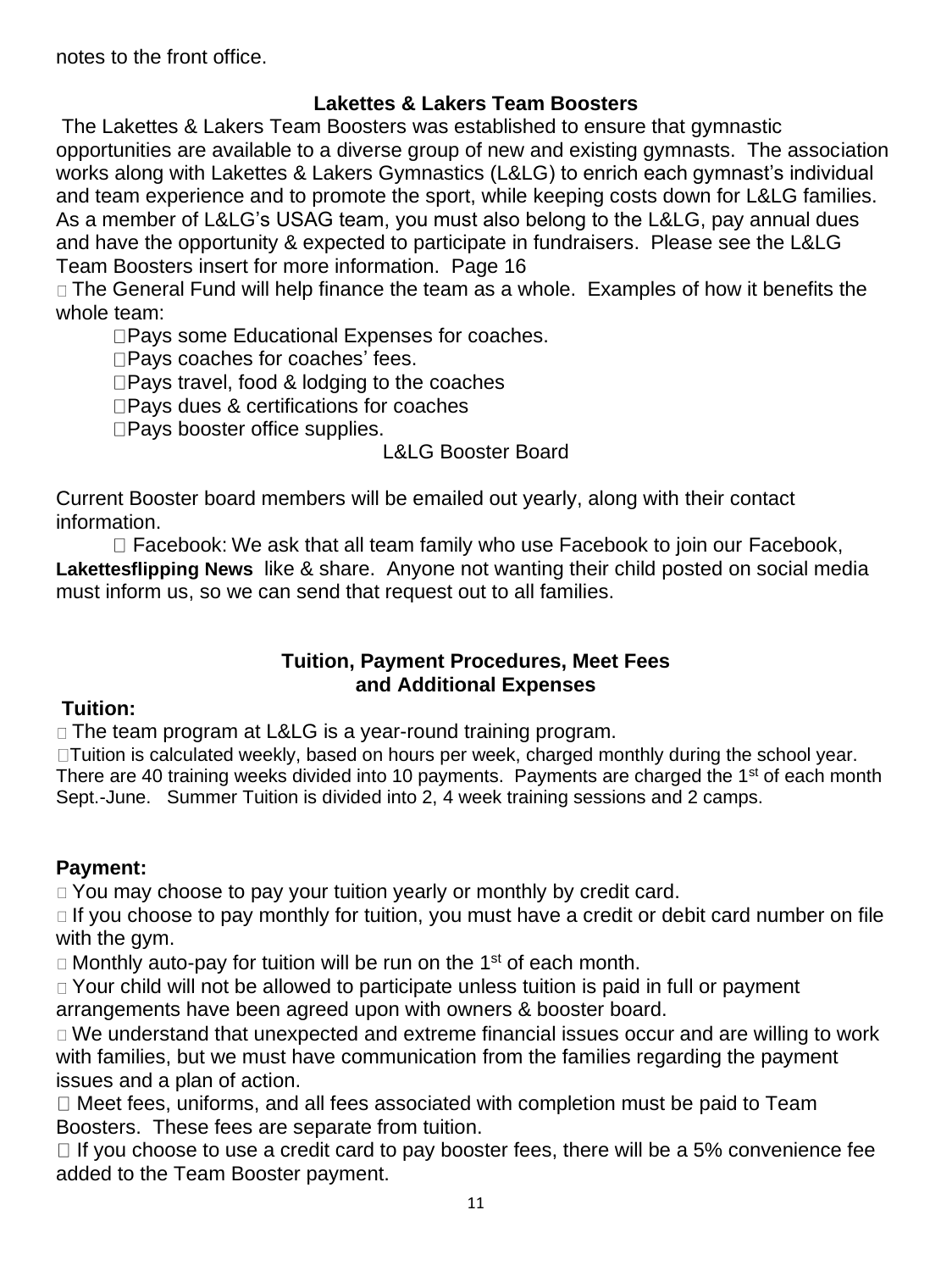notes to the front office.

### Lakettes & Lakers Team Boosters

The Lakettes & Lakers Team Boosters was established to ensure that gymnastic opportunities are available to a diverse group of new and existing gymnasts. The association works along with Lakettes & Lakers Gymnastics (L&LG) to enrich each gymnast's individual and team experience and to promote the sport, while keeping costs down for L&LG families. As a member of L&LG's USAG team, you must also belong to the L&LG, pay annual dues and have the opportunity & expected to participate in fundraisers. Please see the L&LG Team Boosters insert for more information. Page 16

- The General Fund will help finance the team as a whole. Examples of how it benefits the whole team:
    - Pays some Educational Expenses for coaches.
    - Pays coaches for coaches' fees.
    - Pays travel, food & lodging to the coaches
    - Pays dues & certifications for coaches
    - Pays booster office supplies.

L&LG Booster Board

Current Booster board members will be emailed out yearly, along with their contact information.

- Facebook: We ask that all team family who use Facebook to join our Facebook, **Lakettesflipping News** like & share. Anyone not wanting their child posted on social media must inform us, so we can send that request out to all families.

### Tuition, Payment Procedures, Meet Fees and Additional Expenses

**Tuition:**

- The team program at L&LG is a year-round training program.
- Tuition is calculated weekly, based on hours per week, charged monthly during the school year. There are 40 training weeks divided into 10 payments. Payments are charged the 1st of each month Sept.-June. Summer Tuition is divided into 2, 4 week training sessions and 2 camps.

**Payment:**

- You may choose to pay your tuition yearly or monthly by credit card.
- If you choose to pay monthly for tuition, you must have a credit or debit card number on file with the gym.
- Monthly auto-pay for tuition will be run on the 1st of each month.
- Your child will not be allowed to participate unless tuition is paid in full or payment arrangements have been agreed upon with owners & booster board.
- We understand that unexpected and extreme financial issues occur and are willing to work with families, but we must have communication from the families regarding the payment issues and a plan of action.
- Meet fees, uniforms, and all fees associated with completion must be paid to Team Boosters. These fees are separate from tuition.
- If you choose to use a credit card to pay booster fees, there will be a 5% convenience fee added to the Team Booster payment.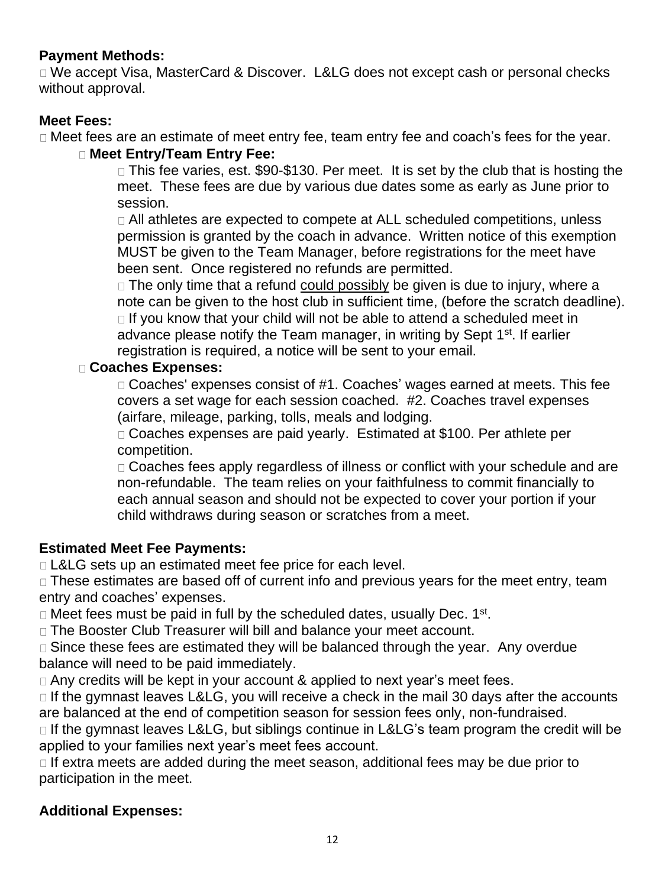**Payment Methods:**

- We accept Visa, MasterCard & Discover. L&LG does not except cash or personal checks without approval.

**Meet Fees:**

- Meet fees are an estimate of meet entry fee, team entry fee and coach's fees for the year.
  - **Meet Entry/Team Entry Fee:**
    - This fee varies, est. $90-$130. Per meet. It is set by the club that is hosting the meet. These fees are due by various due dates some as early as June prior to session.
    - All athletes are expected to compete at ALL scheduled competitions, unless permission is granted by the coach in advance. Written notice of this exemption MUST be given to the Team Manager, before registrations for the meet have been sent. Once registered no refunds are permitted.
    - The only time that a refund <u>could possibly</u> be given is due to injury, where a note can be given to the host club in sufficient time, (before the scratch deadline).
    - If you know that your child will not be able to attend a scheduled meet in advance please notify the Team manager, in writing by Sept 1st. If earlier registration is required, a notice will be sent to your email.
  - **Coaches Expenses:**
    - Coaches' expenses consist of #1. Coaches' wages earned at meets. This fee covers a set wage for each session coached. #2. Coaches travel expenses (airfare, mileage, parking, tolls, meals and lodging.
    - Coaches expenses are paid yearly. Estimated at $100. Per athlete per competition.
    - Coaches fees apply regardless of illness or conflict with your schedule and are non-refundable. The team relies on your faithfulness to commit financially to each annual season and should not be expected to cover your portion if your child withdraws during season or scratches from a meet.

**Estimated Meet Fee Payments:**

- L&LG sets up an estimated meet fee price for each level.
- These estimates are based off of current info and previous years for the meet entry, team entry and coaches' expenses.
- Meet fees must be paid in full by the scheduled dates, usually Dec. 1st.
- The Booster Club Treasurer will bill and balance your meet account.
- Since these fees are estimated they will be balanced through the year. Any overdue balance will need to be paid immediately.
- Any credits will be kept in your account & applied to next year's meet fees.
- If the gymnast leaves L&LG, you will receive a check in the mail 30 days after the accounts are balanced at the end of competition season for session fees only, non-fundraised.
- If the gymnast leaves L&LG, but siblings continue in L&LG's team program the credit will be applied to your families next year's meet fees account.
- If extra meets are added during the meet season, additional fees may be due prior to participation in the meet.

**Additional Expenses:**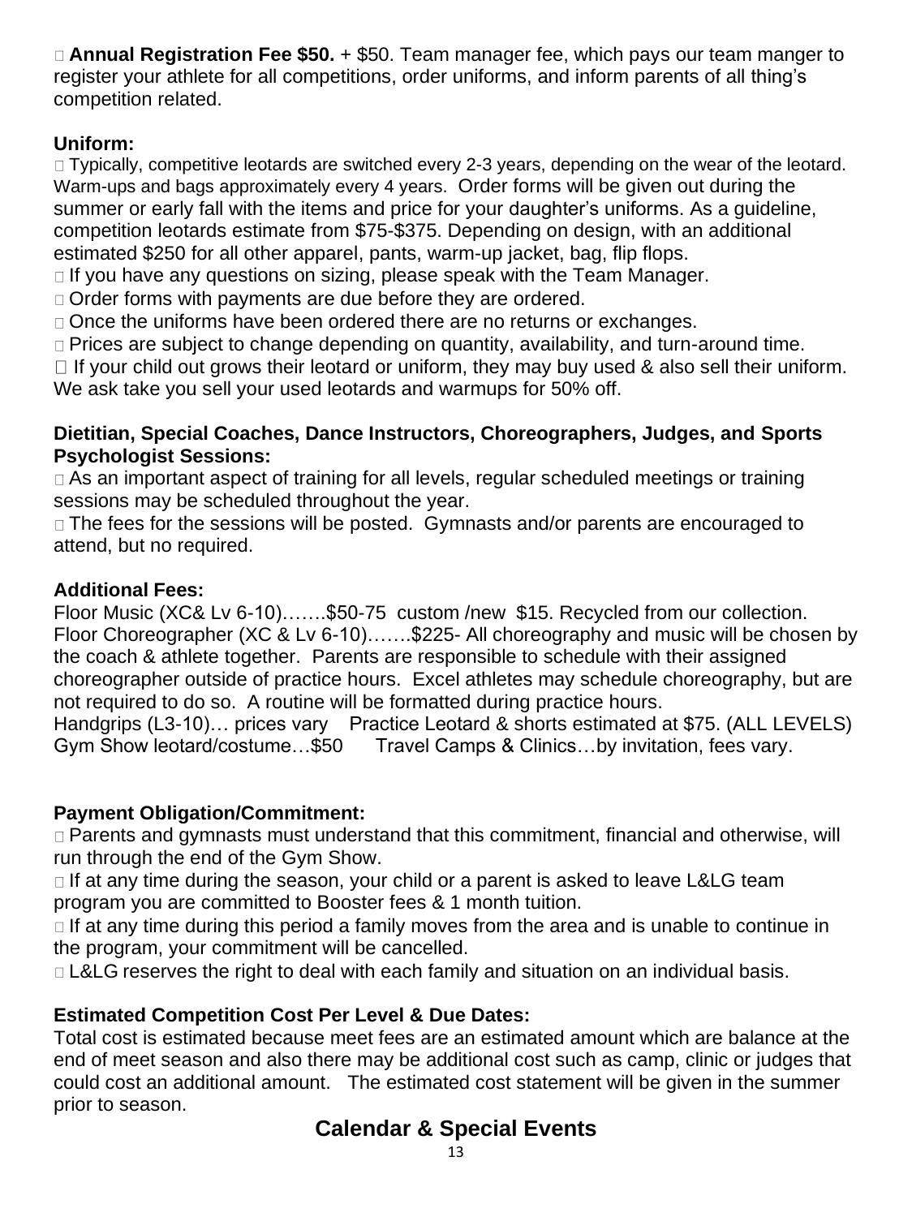**Annual Registration Fee $50.** + $50. Team manager fee, which pays our team manger to register your athlete for all competitions, order uniforms, and inform parents of all thing's competition related.

**Uniform:**

 Typically, competitive leotards are switched every 2-3 years, depending on the wear of the leotard. Warm-ups and bags approximately every 4 years. Order forms will be given out during the summer or early fall with the items and price for your daughter's uniforms. As a guideline, competition leotards estimate from $75-$375. Depending on design, with an additional estimated $250 for all other apparel, pants, warm-up jacket, bag, flip flops.

 If you have any questions on sizing, please speak with the Team Manager.

 Order forms with payments are due before they are ordered.

 Once the uniforms have been ordered there are no returns or exchanges.

 Prices are subject to change depending on quantity, availability, and turn-around time.

 If your child out grows their leotard or uniform, they may buy used & also sell their uniform. We ask take you sell your used leotards and warmups for 50% off.

**Dietitian, Special Coaches, Dance Instructors, Choreographers, Judges, and Sports Psychologist Sessions:**

 As an important aspect of training for all levels, regular scheduled meetings or training sessions may be scheduled throughout the year.

 The fees for the sessions will be posted. Gymnasts and/or parents are encouraged to attend, but no required.

**Additional Fees:**

Floor Music (XC& Lv 6-10)…….$50-75 custom /new $15. Recycled from our collection.
Floor Choreographer (XC & Lv 6-10)…….$225- All choreography and music will be chosen by the coach & athlete together. Parents are responsible to schedule with their assigned choreographer outside of practice hours. Excel athletes may schedule choreography, but are not required to do so. A routine will be formatted during practice hours.
Handgrips (L3-10)… prices vary Practice Leotard & shorts estimated at $75. (ALL LEVELS)
Gym Show leotard/costume…$50 Travel Camps & Clinics…by invitation, fees vary.

**Payment Obligation/Commitment:**

 Parents and gymnasts must understand that this commitment, financial and otherwise, will run through the end of the Gym Show.

 If at any time during the season, your child or a parent is asked to leave L&LG team program you are committed to Booster fees & 1 month tuition.

 If at any time during this period a family moves from the area and is unable to continue in the program, your commitment will be cancelled.

 L&LG reserves the right to deal with each family and situation on an individual basis.

**Estimated Competition Cost Per Level & Due Dates:**

Total cost is estimated because meet fees are an estimated amount which are balance at the end of meet season and also there may be additional cost such as camp, clinic or judges that could cost an additional amount. The estimated cost statement will be given in the summer prior to season.

## Calendar & Special Events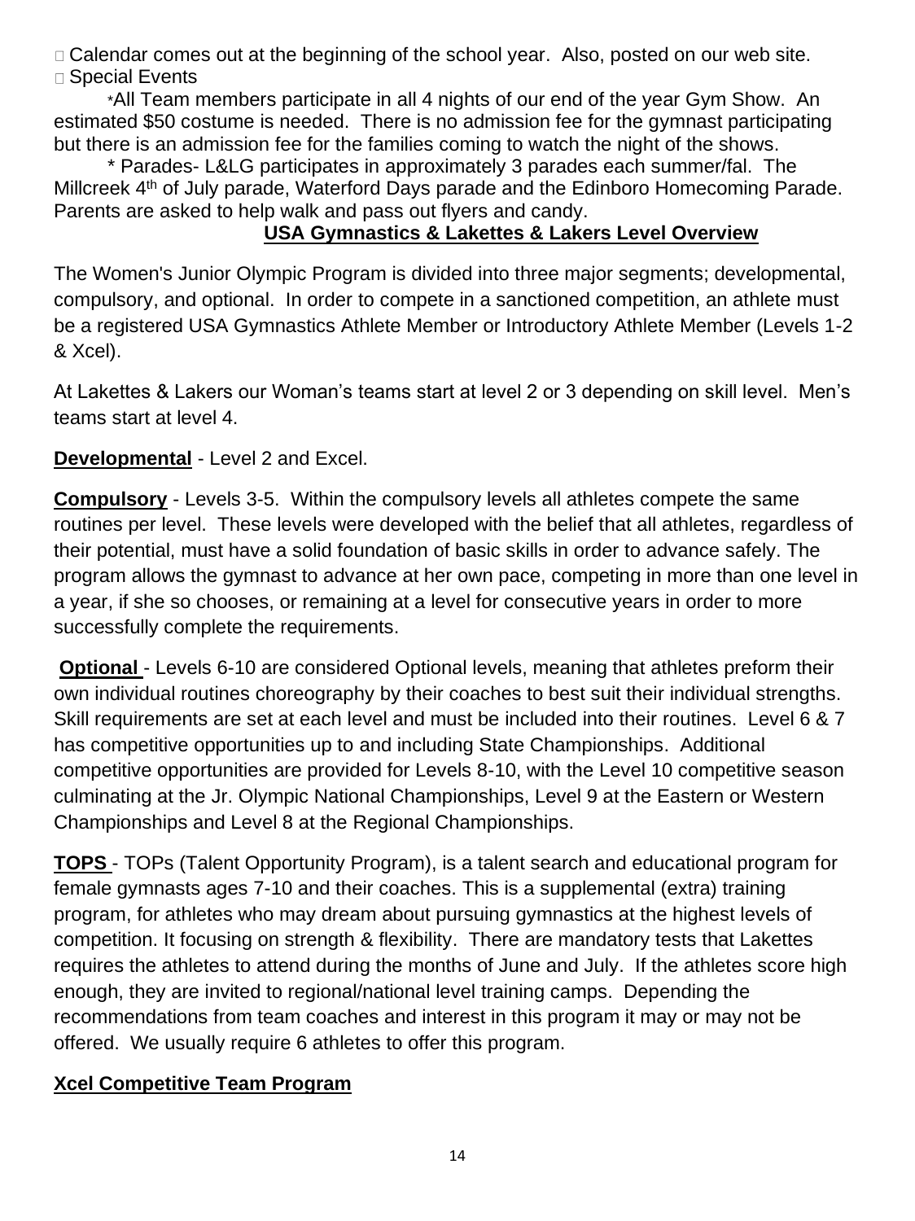- Calendar comes out at the beginning of the school year. Also, posted on our web site.
- Special Events

*All Team members participate in all 4 nights of our end of the year Gym Show. An estimated $50 costume is needed. There is no admission fee for the gymnast participating but there is an admission fee for the families coming to watch the night of the shows.

* Parades- L&LG participates in approximately 3 parades each summer/fal. The Millcreek 4th of July parade, Waterford Days parade and the Edinboro Homecoming Parade. Parents are asked to help walk and pass out flyers and candy.

## USA Gymnastics & Lakettes & Lakers Level Overview

The Women's Junior Olympic Program is divided into three major segments; developmental, compulsory, and optional. In order to compete in a sanctioned competition, an athlete must be a registered USA Gymnastics Athlete Member or Introductory Athlete Member (Levels 1-2 & Xcel).

At Lakettes & Lakers our Woman's teams start at level 2 or 3 depending on skill level. Men's teams start at level 4.

**Developmental** - Level 2 and Excel.

**Compulsory** - Levels 3-5. Within the compulsory levels all athletes compete the same routines per level. These levels were developed with the belief that all athletes, regardless of their potential, must have a solid foundation of basic skills in order to advance safely. The program allows the gymnast to advance at her own pace, competing in more than one level in a year, if she so chooses, or remaining at a level for consecutive years in order to more successfully complete the requirements.

**Optional** - Levels 6-10 are considered Optional levels, meaning that athletes preform their own individual routines choreography by their coaches to best suit their individual strengths. Skill requirements are set at each level and must be included into their routines. Level 6 & 7 has competitive opportunities up to and including State Championships. Additional competitive opportunities are provided for Levels 8-10, with the Level 10 competitive season culminating at the Jr. Olympic National Championships, Level 9 at the Eastern or Western Championships and Level 8 at the Regional Championships.

**TOPS** - TOPs (Talent Opportunity Program), is a talent search and educational program for female gymnasts ages 7-10 and their coaches. This is a supplemental (extra) training program, for athletes who may dream about pursuing gymnastics at the highest levels of competition. It focusing on strength & flexibility. There are mandatory tests that Lakettes requires the athletes to attend during the months of June and July. If the athletes score high enough, they are invited to regional/national level training camps. Depending the recommendations from team coaches and interest in this program it may or may not be offered. We usually require 6 athletes to offer this program.

**Xcel Competitive Team Program**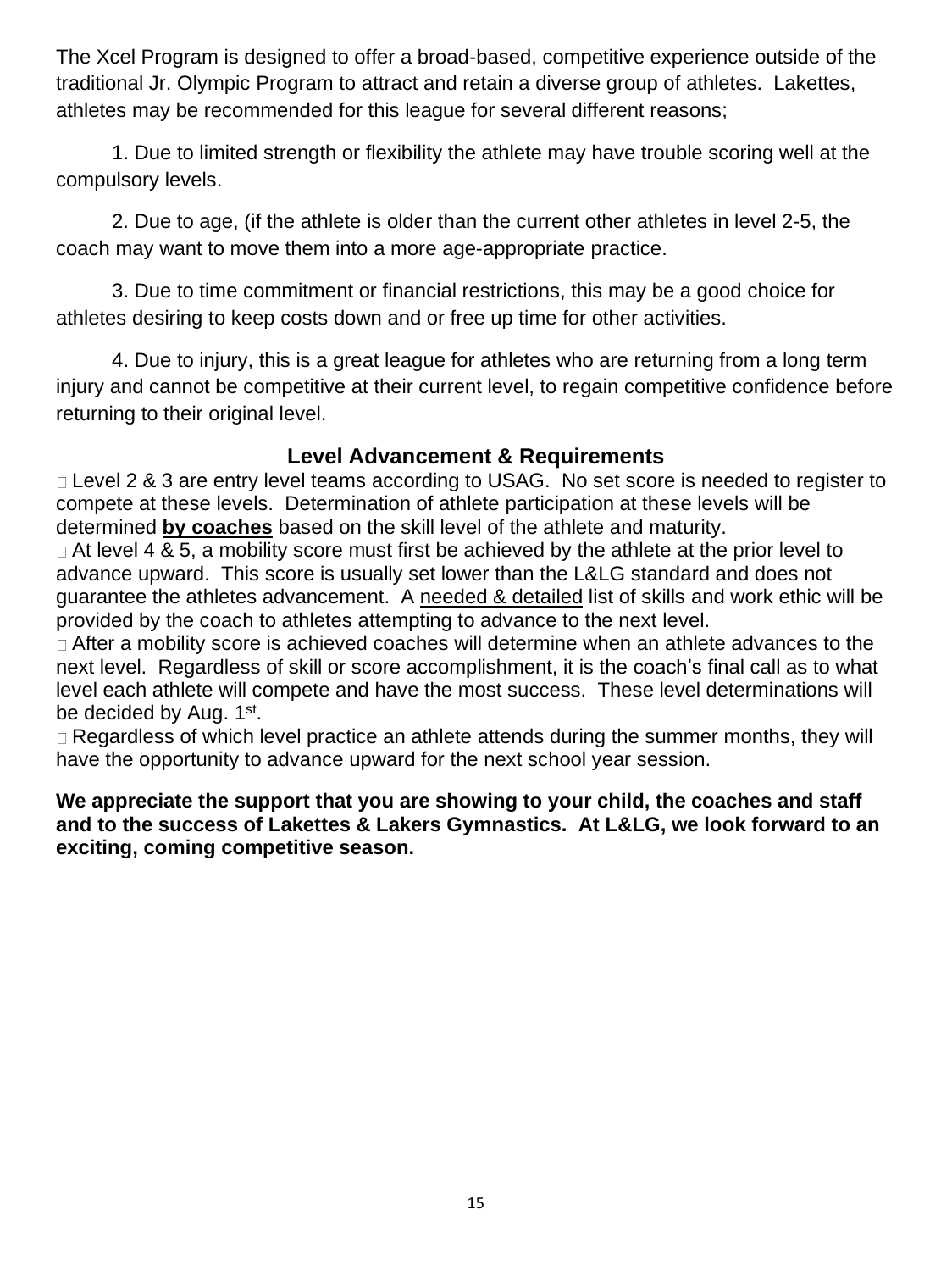The Xcel Program is designed to offer a broad-based, competitive experience outside of the traditional Jr. Olympic Program to attract and retain a diverse group of athletes. Lakettes, athletes may be recommended for this league for several different reasons;

1. Due to limited strength or flexibility the athlete may have trouble scoring well at the compulsory levels.

2. Due to age, (if the athlete is older than the current other athletes in level 2-5, the coach may want to move them into a more age-appropriate practice.

3. Due to time commitment or financial restrictions, this may be a good choice for athletes desiring to keep costs down and or free up time for other activities.

4. Due to injury, this is a great league for athletes who are returning from a long term injury and cannot be competitive at their current level, to regain competitive confidence before returning to their original level.

## Level Advancement & Requirements

- Level 2 & 3 are entry level teams according to USAG. No set score is needed to register to compete at these levels. Determination of athlete participation at these levels will be determined **by coaches** based on the skill level of the athlete and maturity.
- At level 4 & 5, a mobility score must first be achieved by the athlete at the prior level to advance upward. This score is usually set lower than the L&LG standard and does not guarantee the athletes advancement. A needed & detailed list of skills and work ethic will be provided by the coach to athletes attempting to advance to the next level.
- After a mobility score is achieved coaches will determine when an athlete advances to the next level. Regardless of skill or score accomplishment, it is the coach's final call as to what level each athlete will compete and have the most success. These level determinations will be decided by Aug. 1st.
- Regardless of which level practice an athlete attends during the summer months, they will have the opportunity to advance upward for the next school year session.

**We appreciate the support that you are showing to your child, the coaches and staff and to the success of Lakettes & Lakers Gymnastics. At L&LG, we look forward to an exciting, coming competitive season.**